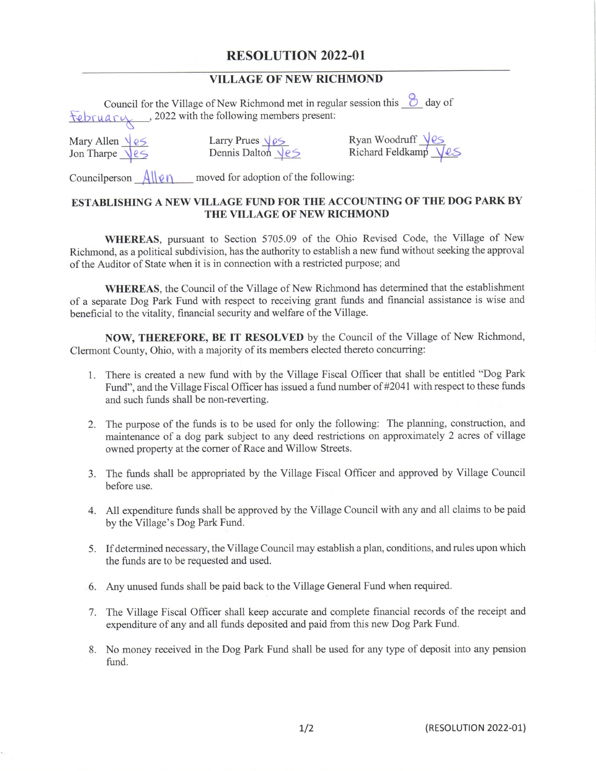# RESOLUTION 2022-01

## VILLAGE OF NEW RICHMOND

Council for the Village of New Richmond met in regular session this 8 day of February, 2022 with the following members present:

Mary Allen Yes
Jon Tharpe Yes
Larry Prues Yes
Dennis Dalton Yes
Ryan Woodruff Yes
Richard Feldkamp Yes

Councilperson Allen moved for adoption of the following:

### ESTABLISHING A NEW VILLAGE FUND FOR THE ACCOUNTING OF THE DOG PARK BY THE VILLAGE OF NEW RICHMOND

**WHEREAS**, pursuant to Section 5705.09 of the Ohio Revised Code, the Village of New Richmond, as a political subdivision, has the authority to establish a new fund without seeking the approval of the Auditor of State when it is in connection with a restricted purpose; and

**WHEREAS**, the Council of the Village of New Richmond has determined that the establishment of a separate Dog Park Fund with respect to receiving grant funds and financial assistance is wise and beneficial to the vitality, financial security and welfare of the Village.

**NOW, THEREFORE, BE IT RESOLVED** by the Council of the Village of New Richmond, Clermont County, Ohio, with a majority of its members elected thereto concurring:

1. There is created a new fund with by the Village Fiscal Officer that shall be entitled "Dog Park Fund", and the Village Fiscal Officer has issued a fund number of #2041 with respect to these funds and such funds shall be non-reverting.

2. The purpose of the funds is to be used for only the following: The planning, construction, and maintenance of a dog park subject to any deed restrictions on approximately 2 acres of village owned property at the corner of Race and Willow Streets.

3. The funds shall be appropriated by the Village Fiscal Officer and approved by Village Council before use.

4. All expenditure funds shall be approved by the Village Council with any and all claims to be paid by the Village's Dog Park Fund.

5. If determined necessary, the Village Council may establish a plan, conditions, and rules upon which the funds are to be requested and used.

6. Any unused funds shall be paid back to the Village General Fund when required.

7. The Village Fiscal Officer shall keep accurate and complete financial records of the receipt and expenditure of any and all funds deposited and paid from this new Dog Park Fund.

8. No money received in the Dog Park Fund shall be used for any type of deposit into any pension fund.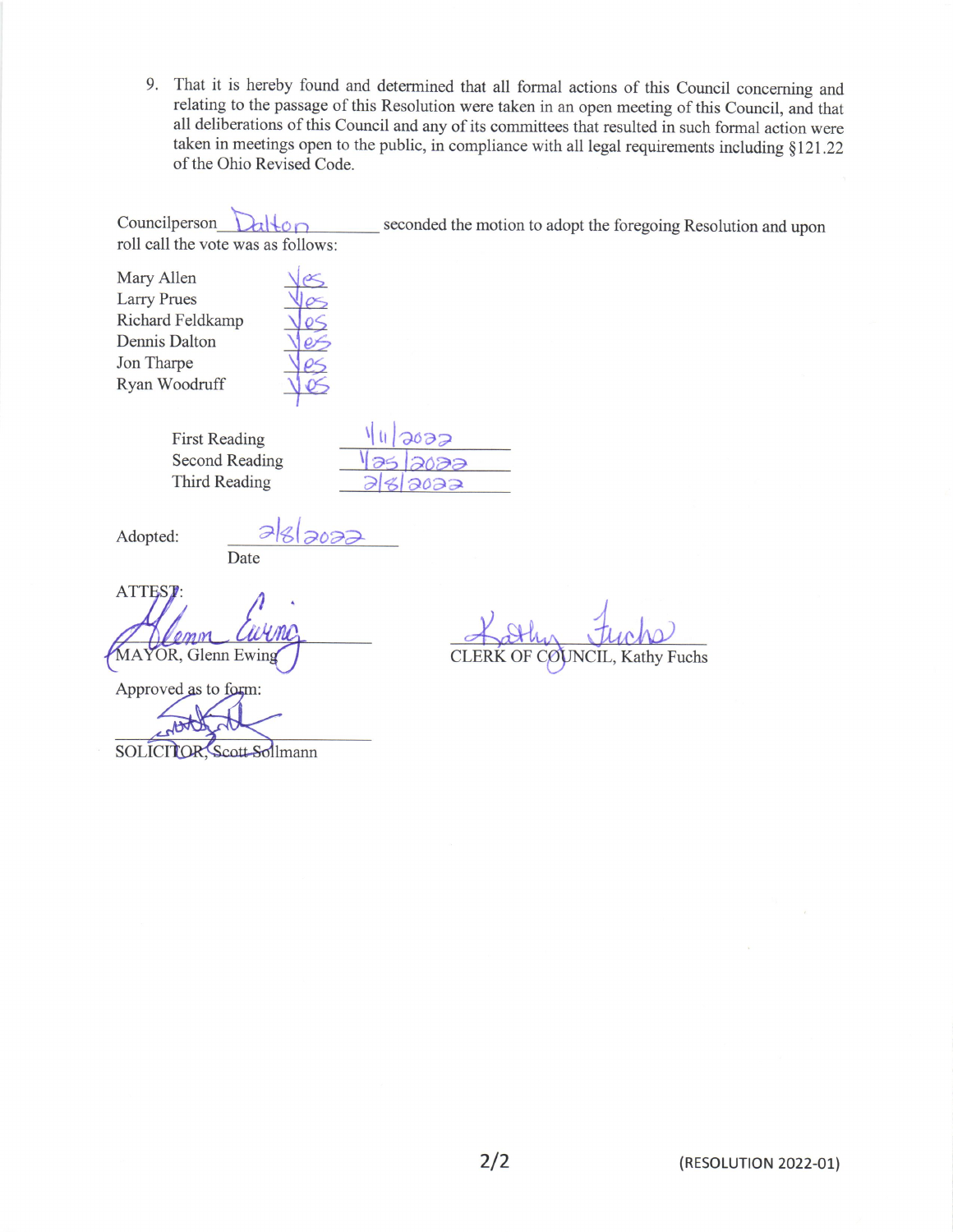9. That it is hereby found and determined that all formal actions of this Council concerning and relating to the passage of this Resolution were taken in an open meeting of this Council, and that all deliberations of this Council and any of its committees that resulted in such formal action were taken in meetings open to the public, in compliance with all legal requirements including §121.22 of the Ohio Revised Code.

Councilperson Dalton seconded the motion to adopt the foregoing Resolution and upon roll call the vote was as follows:

| | |
|---|---|
| Mary Allen | Yes |
| Larry Prues | Yes |
| Richard Feldkamp | Yes |
| Dennis Dalton | Yes |
| Jon Tharpe | Yes |
| Ryan Woodruff | Yes |

| | |
|---|---|
| First Reading | 1/11/2022 |
| Second Reading | 1/25/2022 |
| Third Reading | 2/8/2022 |

Adopted: 2/8/2022
Date

ATTEST:

MAYOR, Glenn Ewing

CLERK OF COUNCIL, Kathy Fuchs

Approved as to form:

SOLICITOR, Scott Sollmann

(RESOLUTION 2022-01)